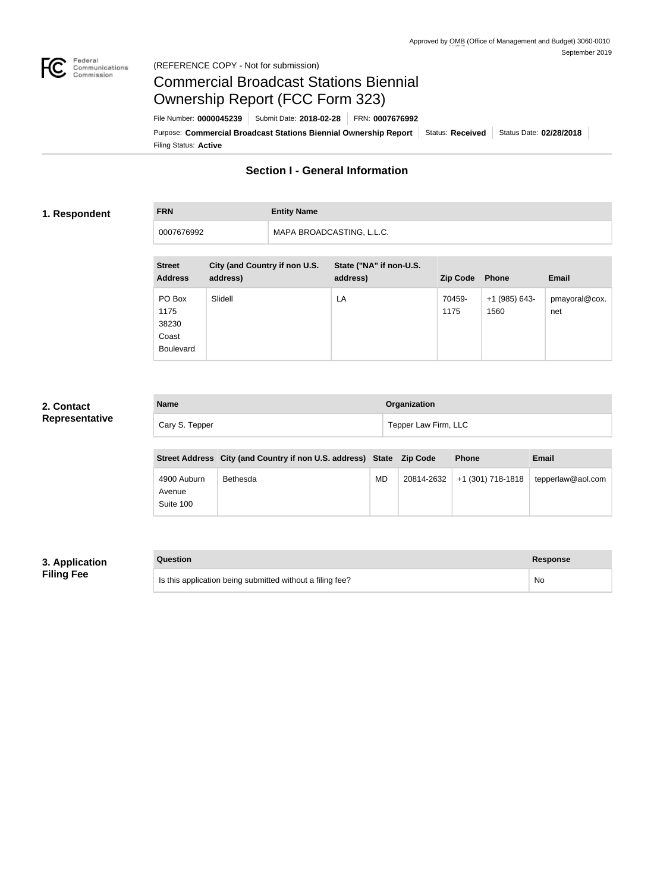Approved by OMB (Office of Management and Budget) 3060-0010
September 2019

(REFERENCE COPY - Not for submission)

# Commercial Broadcast Stations Biennial Ownership Report (FCC Form 323)

File Number: **0000045239** | Submit Date: **2018-02-28** | FRN: **0007676992**

Purpose: **Commercial Broadcast Stations Biennial Ownership Report** | Status: **Received** | Status Date: **02/28/2018**

Filing Status: **Active**

## Section I - General Information

### 1. Respondent

| FRN | Entity Name |
| --- | --- |
| 0007676992 | MAPA BROADCASTING, L.L.C. |

| Street Address | City (and Country if non U.S. address) | State ("NA" if non-U.S. address) | Zip Code | Phone | Email |
| --- | --- | --- | --- | --- | --- |
| PO Box 1175 38230 Coast Boulevard | Slidell | LA | 70459-1175 | +1 (985) 643-1560 | pmayoral@cox.net |

### 2. Contact Representative

| Name | Organization |
| --- | --- |
| Cary S. Tepper | Tepper Law Firm, LLC |

| Street Address | City (and Country if non U.S. address) | State | Zip Code | Phone | Email |
| --- | --- | --- | --- | --- | --- |
| 4900 Auburn Avenue Suite 100 | Bethesda | MD | 20814-2632 | +1 (301) 718-1818 | tepperlaw@aol.com |

### 3. Application Filing Fee

| Question | Response |
| --- | --- |
| Is this application being submitted without a filing fee? | No |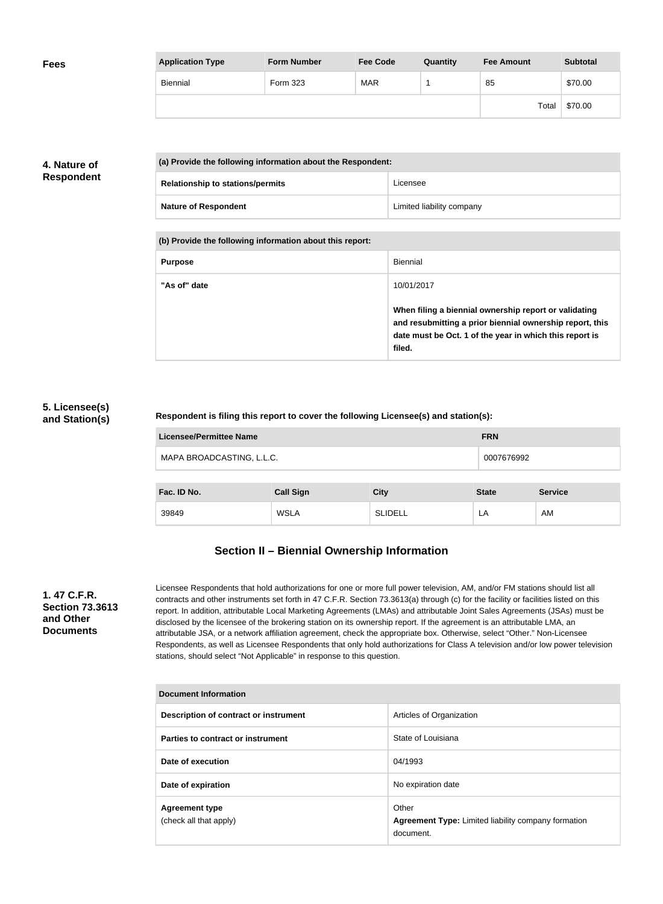## Fees

| Application Type | Form Number | Fee Code | Quantity | Fee Amount | Subtotal |
|---|---|---|---|---|---|
| Biennial | Form 323 | MAR | 1 | 85 | $70.00 |
| | | | | Total | $70.00 |

## 4. Nature of Respondent

| (a) Provide the following information about the Respondent: | |
|---|---|
| Relationship to stations/permits | Licensee |
| Nature of Respondent | Limited liability company |

| (b) Provide the following information about this report: | |
|---|---|
| Purpose | Biennial |
| "As of" date | 10/01/2017<br><br>**When filing a biennial ownership report or validating and resubmitting a prior biennial ownership report, this date must be Oct. 1 of the year in which this report is filed.** |

## 5. Licensee(s) and Station(s)

**Respondent is filing this report to cover the following Licensee(s) and station(s):**

| Licensee/Permittee Name | FRN |
|---|---|
| MAPA BROADCASTING, L.L.C. | 0007676992 |

| Fac. ID No. | Call Sign | City | State | Service |
|---|---|---|---|---|
| 39849 | WSLA | SLIDELL | LA | AM |

## Section II – Biennial Ownership Information

### 1. 47 C.F.R. Section 73.3613 and Other Documents

Licensee Respondents that hold authorizations for one or more full power television, AM, and/or FM stations should list all contracts and other instruments set forth in 47 C.F.R. Section 73.3613(a) through (c) for the facility or facilities listed on this report. In addition, attributable Local Marketing Agreements (LMAs) and attributable Joint Sales Agreements (JSAs) must be disclosed by the licensee of the brokering station on its ownership report. If the agreement is an attributable LMA, an attributable JSA, or a network affiliation agreement, check the appropriate box. Otherwise, select "Other." Non-Licensee Respondents, as well as Licensee Respondents that only hold authorizations for Class A television and/or low power television stations, should select "Not Applicable" in response to this question.

| Document Information | |
|---|---|
| Description of contract or instrument | Articles of Organization |
| Parties to contract or instrument | State of Louisiana |
| Date of execution | 04/1993 |
| Date of expiration | No expiration date |
| Agreement type<br>(check all that apply) | Other<br>**Agreement Type:** Limited liability company formation document. |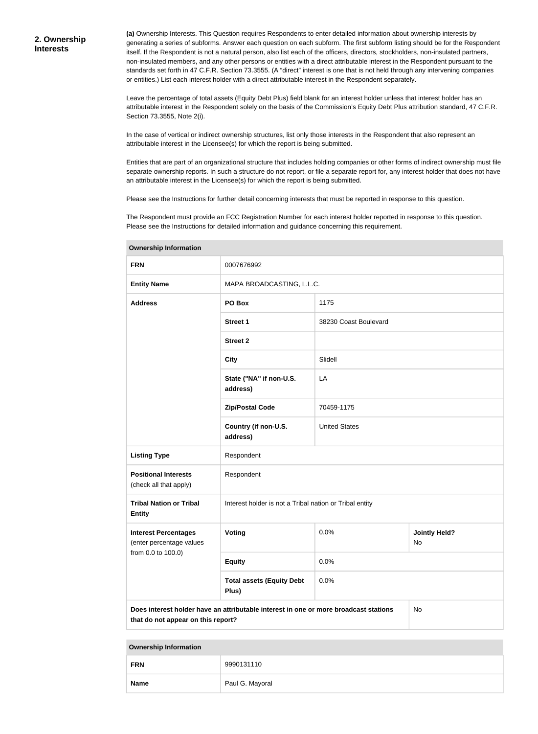## 2. Ownership Interests

**(a)** Ownership Interests. This Question requires Respondents to enter detailed information about ownership interests by generating a series of subforms. Answer each question on each subform. The first subform listing should be for the Respondent itself. If the Respondent is not a natural person, also list each of the officers, directors, stockholders, non-insulated partners, non-insulated members, and any other persons or entities with a direct attributable interest in the Respondent pursuant to the standards set forth in 47 C.F.R. Section 73.3555. (A "direct" interest is one that is not held through any intervening companies or entities.) List each interest holder with a direct attributable interest in the Respondent separately.

Leave the percentage of total assets (Equity Debt Plus) field blank for an interest holder unless that interest holder has an attributable interest in the Respondent solely on the basis of the Commission's Equity Debt Plus attribution standard, 47 C.F.R. Section 73.3555, Note 2(i).

In the case of vertical or indirect ownership structures, list only those interests in the Respondent that also represent an attributable interest in the Licensee(s) for which the report is being submitted.

Entities that are part of an organizational structure that includes holding companies or other forms of indirect ownership must file separate ownership reports. In such a structure do not report, or file a separate report for, any interest holder that does not have an attributable interest in the Licensee(s) for which the report is being submitted.

Please see the Instructions for further detail concerning interests that must be reported in response to this question.

The Respondent must provide an FCC Registration Number for each interest holder reported in response to this question. Please see the Instructions for detailed information and guidance concerning this requirement.

| **Ownership Information** | | | |
|---|---|---|---|
| **FRN** | 0007676992 | | |
| **Entity Name** | MAPA BROADCASTING, L.L.C. | | |
| **Address** | **PO Box** | 1175 | |
| | **Street 1** | 38230 Coast Boulevard | |
| | **Street 2** | | |
| | **City** | Slidell | |
| | **State ("NA" if non-U.S. address)** | LA | |
| | **Zip/Postal Code** | 70459-1175 | |
| | **Country (if non-U.S. address)** | United States | |
| **Listing Type** | Respondent | | |
| **Positional Interests** (check all that apply) | Respondent | | |
| **Tribal Nation or Tribal Entity** | Interest holder is not a Tribal nation or Tribal entity | | |
| **Interest Percentages** (enter percentage values from 0.0 to 100.0) | **Voting** | 0.0% | **Jointly Held?** No |
| | **Equity** | 0.0% | |
| | **Total assets (Equity Debt Plus)** | 0.0% | |
| **Does interest holder have an attributable interest in one or more broadcast stations that do not appear on this report?** | | | No |

| **Ownership Information** | |
|---|---|
| **FRN** | 9990131110 |
| **Name** | Paul G. Mayoral |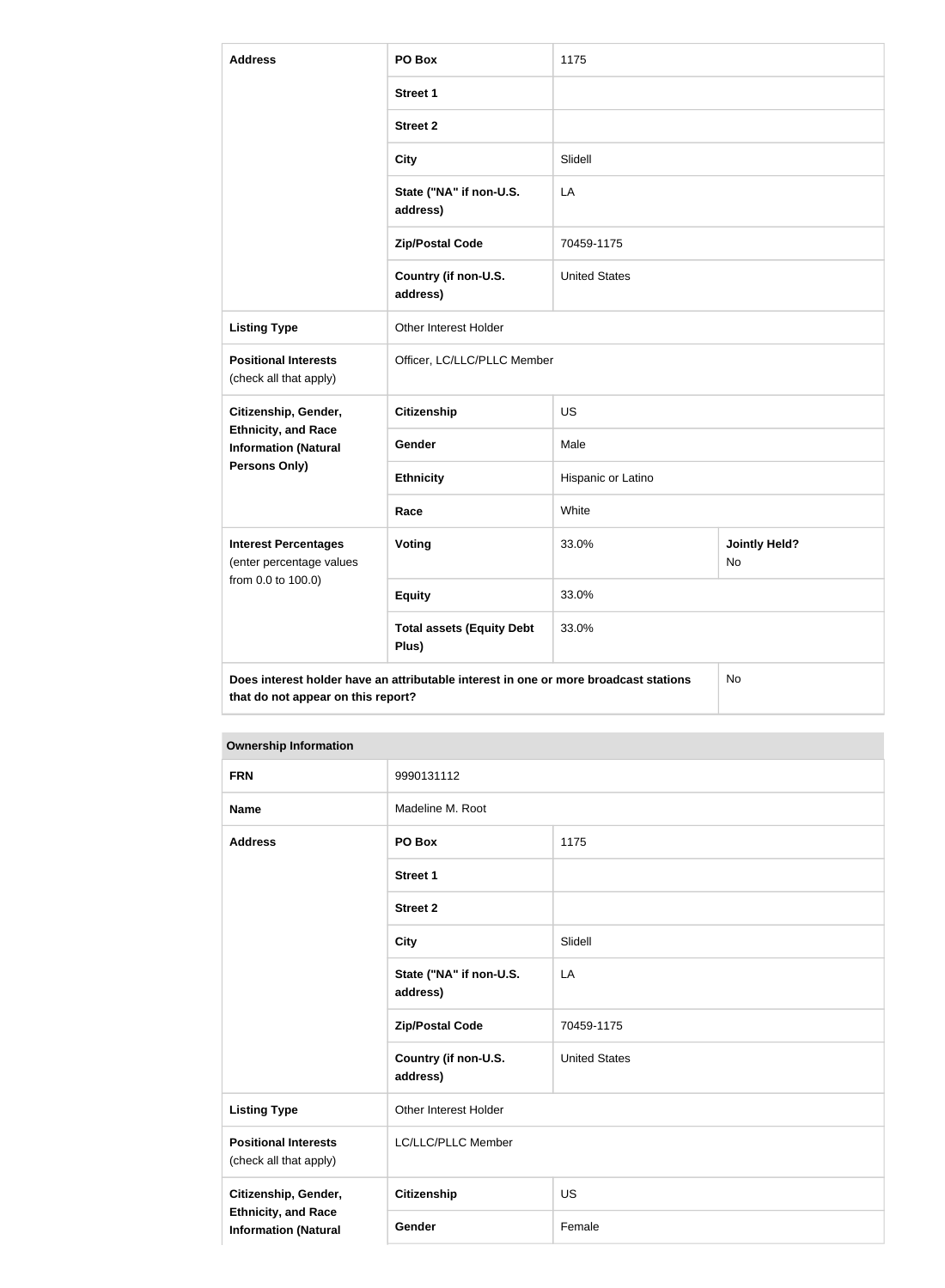| Address | PO Box | 1175 | |
|---|---|---|---|
| | Street 1 | | |
| | Street 2 | | |
| | City | Slidell | |
| | State ("NA" if non-U.S. address) | LA | |
| | Zip/Postal Code | 70459-1175 | |
| | Country (if non-U.S. address) | United States | |
| Listing Type | Other Interest Holder | | |
| Positional Interests (check all that apply) | Officer, LC/LLC/PLLC Member | | |
| Citizenship, Gender, Ethnicity, and Race Information (Natural Persons Only) | Citizenship | US | |
| | Gender | Male | |
| | Ethnicity | Hispanic or Latino | |
| | Race | White | |
| Interest Percentages (enter percentage values from 0.0 to 100.0) | Voting | 33.0% | Jointly Held? No |
| | Equity | 33.0% | |
| | Total assets (Equity Debt Plus) | 33.0% | |
| Does interest holder have an attributable interest in one or more broadcast stations that do not appear on this report? | | | No |

| Ownership Information | | |
|---|---|---|
| FRN | 9990131112 | |
| Name | Madeline M. Root | |
| Address | PO Box | 1175 |
| | Street 1 | |
| | Street 2 | |
| | City | Slidell |
| | State ("NA" if non-U.S. address) | LA |
| | Zip/Postal Code | 70459-1175 |
| | Country (if non-U.S. address) | United States |
| Listing Type | Other Interest Holder | |
| Positional Interests (check all that apply) | LC/LLC/PLLC Member | |
| Citizenship, Gender, Ethnicity, and Race Information (Natural | Citizenship | US |
| | Gender | Female |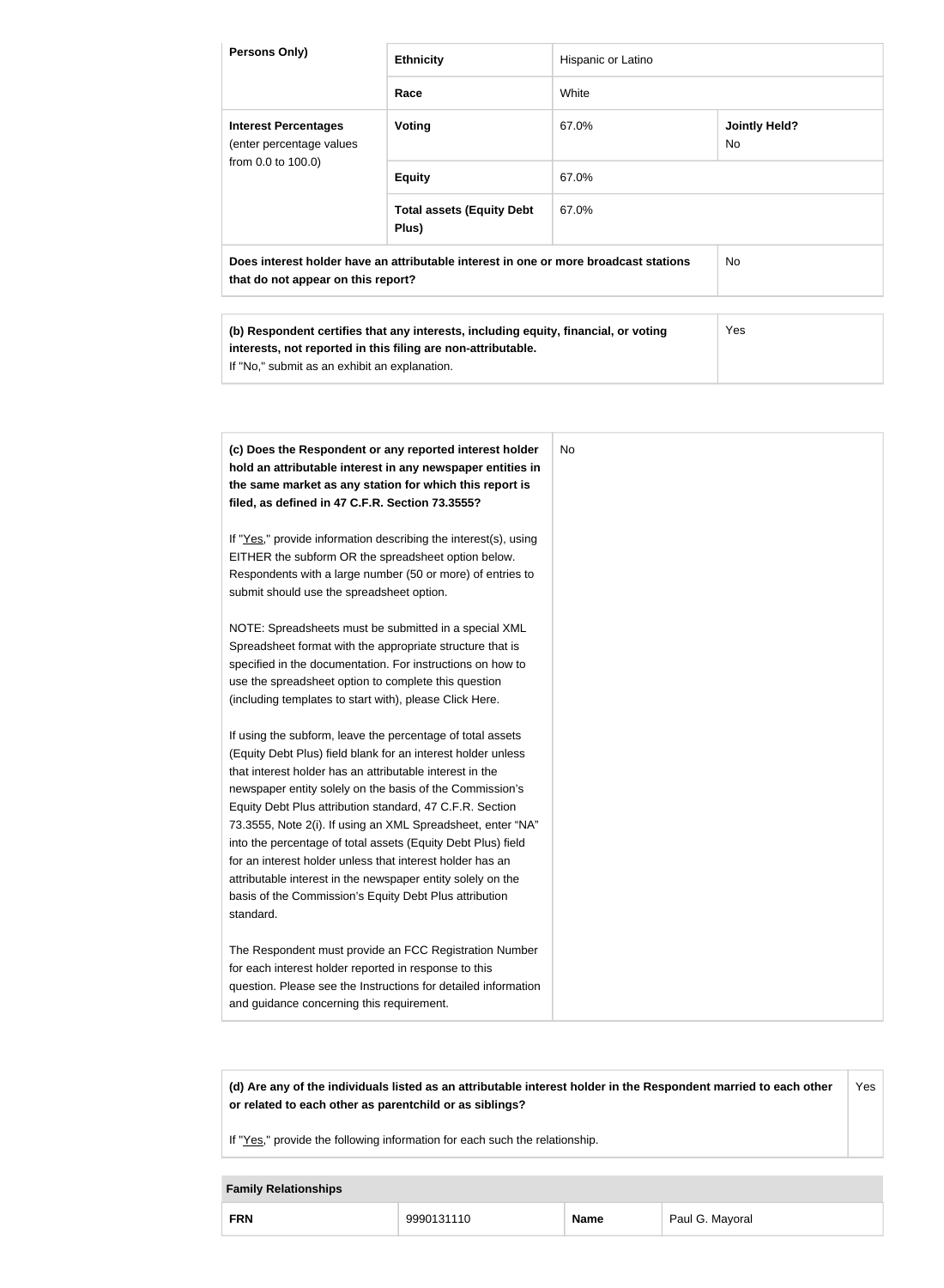| Persons Only) | Ethnicity | Hispanic or Latino | |
|---|---|---|---|
| | **Race** | White | |
| **Interest Percentages** (enter percentage values from 0.0 to 100.0) | **Voting** | 67.0% | **Jointly Held?** No |
| | **Equity** | 67.0% | |
| | **Total assets (Equity Debt Plus)** | 67.0% | |
| **Does interest holder have an attributable interest in one or more broadcast stations that do not appear on this report?** | | | No |

| | |
|---|---|
| **(b) Respondent certifies that any interests, including equity, financial, or voting interests, not reported in this filing are non-attributable.** If "No," submit as an exhibit an explanation. | Yes |

| | |
|---|---|
| **(c) Does the Respondent or any reported interest holder hold an attributable interest in any newspaper entities in the same market as any station for which this report is filed, as defined in 47 C.F.R. Section 73.3555?**<br><br>If "Yes," provide information describing the interest(s), using EITHER the subform OR the spreadsheet option below. Respondents with a large number (50 or more) of entries to submit should use the spreadsheet option.<br><br>NOTE: Spreadsheets must be submitted in a special XML Spreadsheet format with the appropriate structure that is specified in the documentation. For instructions on how to use the spreadsheet option to complete this question (including templates to start with), please Click Here.<br><br>If using the subform, leave the percentage of total assets (Equity Debt Plus) field blank for an interest holder unless that interest holder has an attributable interest in the newspaper entity solely on the basis of the Commission's Equity Debt Plus attribution standard, 47 C.F.R. Section 73.3555, Note 2(i). If using an XML Spreadsheet, enter "NA" into the percentage of total assets (Equity Debt Plus) field for an interest holder unless that interest holder has an attributable interest in the newspaper entity solely on the basis of the Commission's Equity Debt Plus attribution standard.<br><br>The Respondent must provide an FCC Registration Number for each interest holder reported in response to this question. Please see the Instructions for detailed information and guidance concerning this requirement. | No |

| | |
|---|---|
| **(d) Are any of the individuals listed as an attributable interest holder in the Respondent married to each other or related to each other as parentchild or as siblings?**<br><br>If "Yes," provide the following information for each such the relationship. | Yes |

| Family Relationships | | | |
|---|---|---|---|
| **FRN** | 9990131110 | **Name** | Paul G. Mayoral |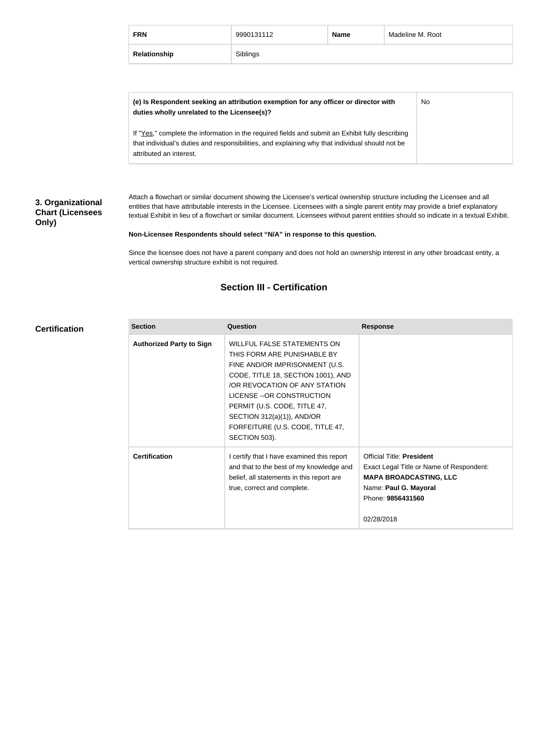| | | | |
|---|---|---|---|
| **FRN** | 9990131112 | **Name** | Madeline M. Root |
| **Relationship** | Siblings | | |

| | |
|---|---|
| **(e) Is Respondent seeking an attribution exemption for any officer or director with duties wholly unrelated to the Licensee(s)?**<br><br>If "Yes," complete the information in the required fields and submit an Exhibit fully describing that individual's duties and responsibilities, and explaining why that individual should not be attributed an interest. | No |

**3. Organizational Chart (Licensees Only)**

Attach a flowchart or similar document showing the Licensee's vertical ownership structure including the Licensee and all entities that have attributable interests in the Licensee. Licensees with a single parent entity may provide a brief explanatory textual Exhibit in lieu of a flowchart or similar document. Licensees without parent entities should so indicate in a textual Exhibit.

**Non-Licensee Respondents should select "N/A" in response to this question.**

Since the licensee does not have a parent company and does not hold an ownership interest in any other broadcast entity, a vertical ownership structure exhibit is not required.

## Section III - Certification

**Certification**

| Section | Question | Response |
|---|---|---|
| **Authorized Party to Sign** | WILLFUL FALSE STATEMENTS ON THIS FORM ARE PUNISHABLE BY FINE AND/OR IMPRISONMENT (U.S. CODE, TITLE 18, SECTION 1001), AND /OR REVOCATION OF ANY STATION LICENSE --OR CONSTRUCTION PERMIT (U.S. CODE, TITLE 47, SECTION 312(a)(1)), AND/OR FORFEITURE (U.S. CODE, TITLE 47, SECTION 503). | |
| **Certification** | I certify that I have examined this report and that to the best of my knowledge and belief, all statements in this report are true, correct and complete. | Official Title: **President**<br>Exact Legal Title or Name of Respondent: **MAPA BROADCASTING, LLC**<br>Name: **Paul G. Mayoral**<br>Phone: **9856431560**<br><br>02/28/2018 |